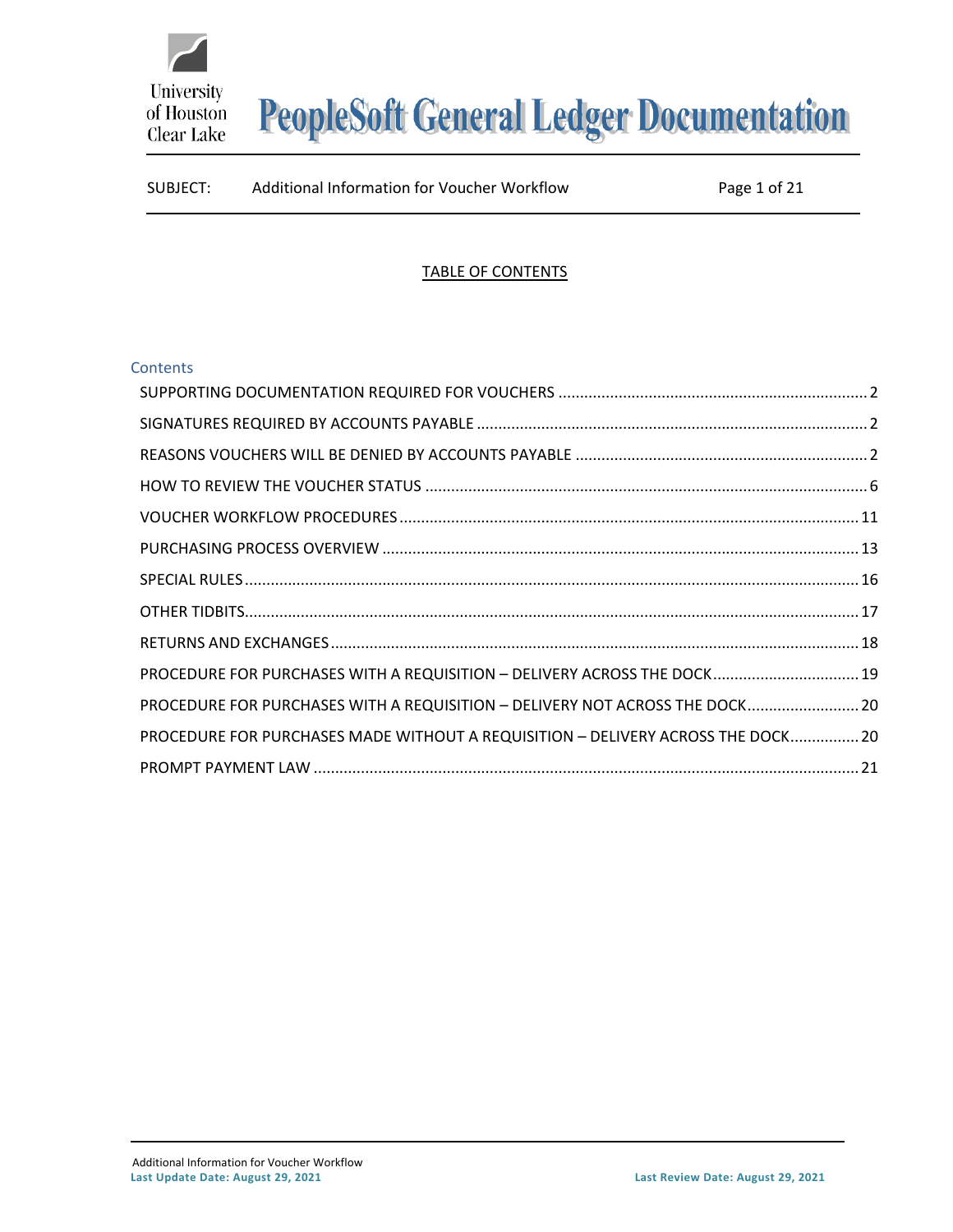# PeopleSoft General Ledger Documentation

SUBJECT: Additional Information for Voucher Workflow

## TABLE OF CONTENTS

Contents

- SUPPORTING DOCUMENTATION REQUIRED FOR VOUCHERS ........ 2
- SIGNATURES REQUIRED BY ACCOUNTS PAYABLE ........ 2
- REASONS VOUCHERS WILL BE DENIED BY ACCOUNTS PAYABLE ........ 2
- HOW TO REVIEW THE VOUCHER STATUS ........ 6
- VOUCHER WORKFLOW PROCEDURES ........ 11
- PURCHASING PROCESS OVERVIEW ........ 13
- SPECIAL RULES ........ 16
- OTHER TIDBITS ........ 17
- RETURNS AND EXCHANGES ........ 18
- PROCEDURE FOR PURCHASES WITH A REQUISITION – DELIVERY ACROSS THE DOCK ........ 19
- PROCEDURE FOR PURCHASES WITH A REQUISITION – DELIVERY NOT ACROSS THE DOCK ........ 20
- PROCEDURE FOR PURCHASES MADE WITHOUT A REQUISITION – DELIVERY ACROSS THE DOCK ........ 20
- PROMPT PAYMENT LAW ........ 21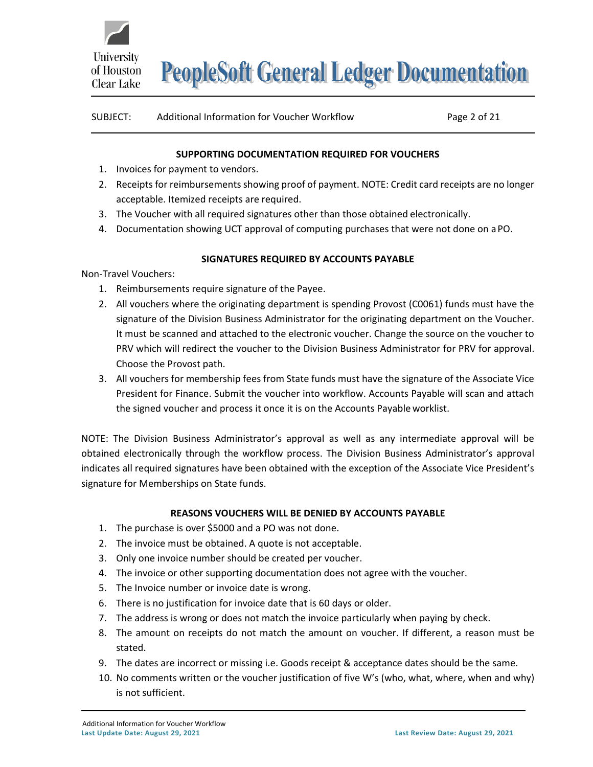## SUPPORTING DOCUMENTATION REQUIRED FOR VOUCHERS

1. Invoices for payment to vendors.
2. Receipts for reimbursements showing proof of payment. NOTE: Credit card receipts are no longer acceptable. Itemized receipts are required.
3. The Voucher with all required signatures other than those obtained electronically.
4. Documentation showing UCT approval of computing purchases that were not done on a PO.

## SIGNATURES REQUIRED BY ACCOUNTS PAYABLE

Non-Travel Vouchers:

1. Reimbursements require signature of the Payee.
2. All vouchers where the originating department is spending Provost (C0061) funds must have the signature of the Division Business Administrator for the originating department on the Voucher. It must be scanned and attached to the electronic voucher. Change the source on the voucher to PRV which will redirect the voucher to the Division Business Administrator for PRV for approval. Choose the Provost path.
3. All vouchers for membership fees from State funds must have the signature of the Associate Vice President for Finance. Submit the voucher into workflow. Accounts Payable will scan and attach the signed voucher and process it once it is on the Accounts Payable worklist.

NOTE: The Division Business Administrator's approval as well as any intermediate approval will be obtained electronically through the workflow process. The Division Business Administrator's approval indicates all required signatures have been obtained with the exception of the Associate Vice President's signature for Memberships on State funds.

## REASONS VOUCHERS WILL BE DENIED BY ACCOUNTS PAYABLE

1. The purchase is over $5000 and a PO was not done.
2. The invoice must be obtained. A quote is not acceptable.
3. Only one invoice number should be created per voucher.
4. The invoice or other supporting documentation does not agree with the voucher.
5. The Invoice number or invoice date is wrong.
6. There is no justification for invoice date that is 60 days or older.
7. The address is wrong or does not match the invoice particularly when paying by check.
8. The amount on receipts do not match the amount on voucher. If different, a reason must be stated.
9. The dates are incorrect or missing i.e. Goods receipt & acceptance dates should be the same.
10. No comments written or the voucher justification of five W's (who, what, where, when and why) is not sufficient.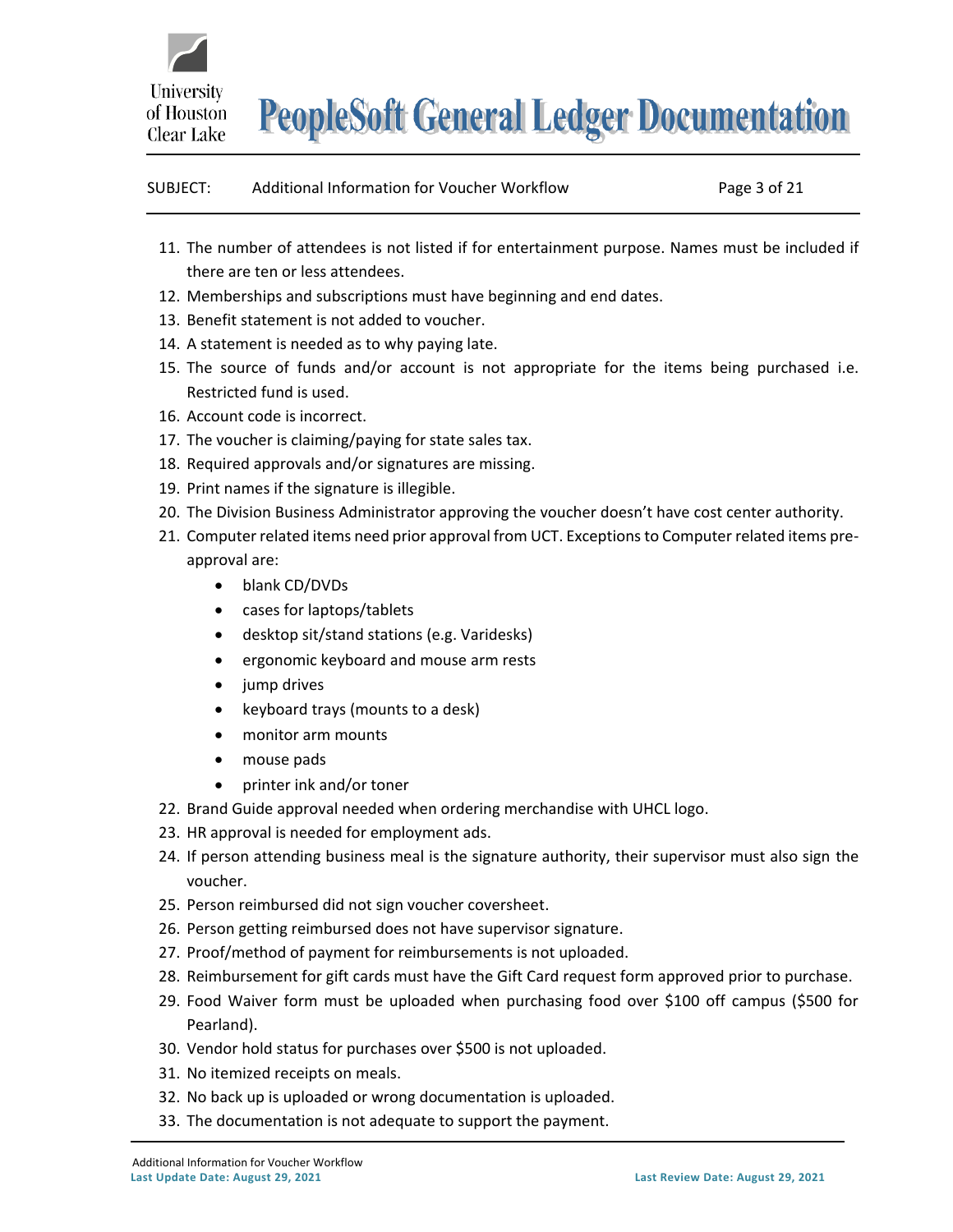11. The number of attendees is not listed if for entertainment purpose. Names must be included if there are ten or less attendees.
12. Memberships and subscriptions must have beginning and end dates.
13. Benefit statement is not added to voucher.
14. A statement is needed as to why paying late.
15. The source of funds and/or account is not appropriate for the items being purchased i.e. Restricted fund is used.
16. Account code is incorrect.
17. The voucher is claiming/paying for state sales tax.
18. Required approvals and/or signatures are missing.
19. Print names if the signature is illegible.
20. The Division Business Administrator approving the voucher doesn't have cost center authority.
21. Computer related items need prior approval from UCT. Exceptions to Computer related items pre-approval are:
    - blank CD/DVDs
    - cases for laptops/tablets
    - desktop sit/stand stations (e.g. Varidesks)
    - ergonomic keyboard and mouse arm rests
    - jump drives
    - keyboard trays (mounts to a desk)
    - monitor arm mounts
    - mouse pads
    - printer ink and/or toner
22. Brand Guide approval needed when ordering merchandise with UHCL logo.
23. HR approval is needed for employment ads.
24. If person attending business meal is the signature authority, their supervisor must also sign the voucher.
25. Person reimbursed did not sign voucher coversheet.
26. Person getting reimbursed does not have supervisor signature.
27. Proof/method of payment for reimbursements is not uploaded.
28. Reimbursement for gift cards must have the Gift Card request form approved prior to purchase.
29. Food Waiver form must be uploaded when purchasing food over $100 off campus ($500 for Pearland).
30. Vendor hold status for purchases over $500 is not uploaded.
31. No itemized receipts on meals.
32. No back up is uploaded or wrong documentation is uploaded.
33. The documentation is not adequate to support the payment.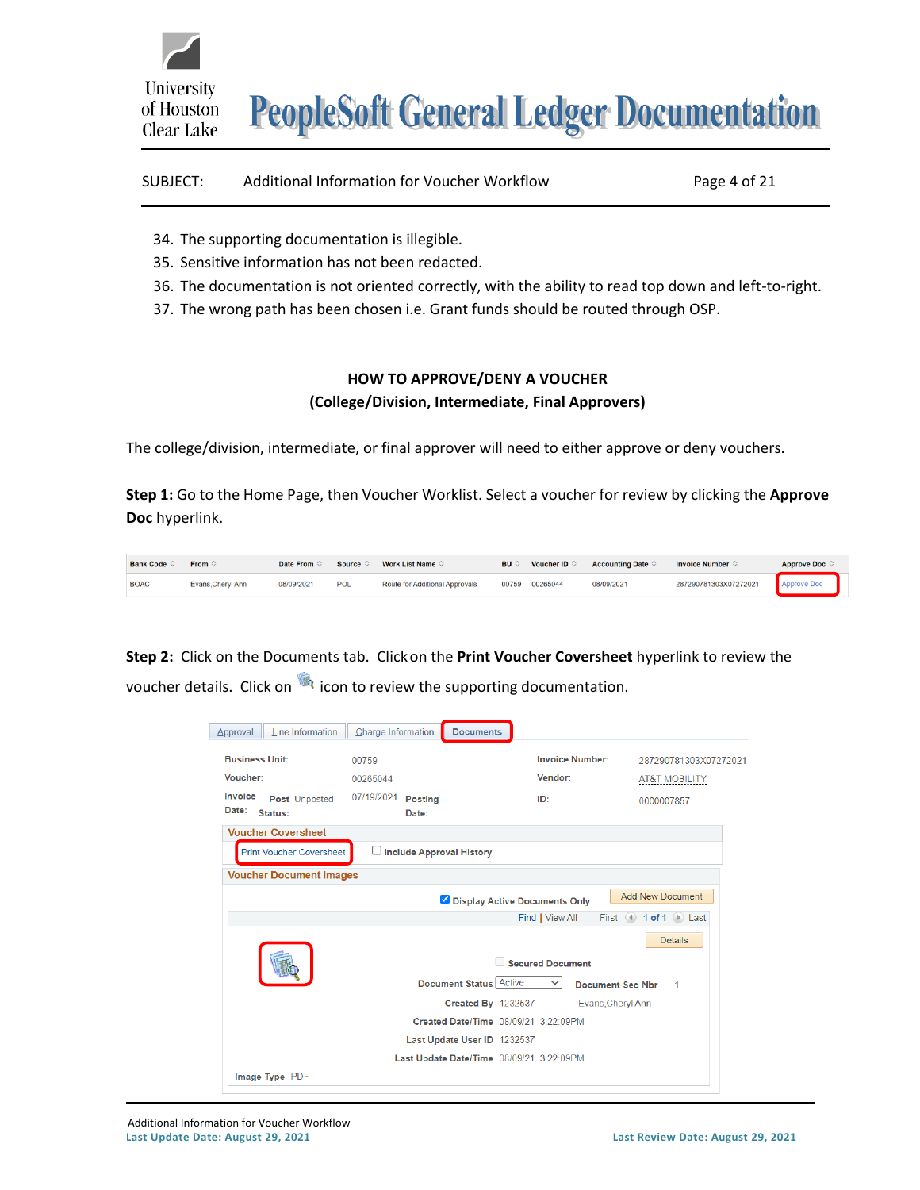34. The supporting documentation is illegible.
35. Sensitive information has not been redacted.
36. The documentation is not oriented correctly, with the ability to read top down and left-to-right.
37. The wrong path has been chosen i.e. Grant funds should be routed through OSP.

## HOW TO APPROVE/DENY A VOUCHER
## (College/Division, Intermediate, Final Approvers)

The college/division, intermediate, or final approver will need to either approve or deny vouchers.

**Step 1:** Go to the Home Page, then Voucher Worklist. Select a voucher for review by clicking the **Approve Doc** hyperlink.

| Bank Code | From | Date From | Source | Work List Name | BU | Voucher ID | Accounting Date | Invoice Number | Approve Doc |
|---|---|---|---|---|---|---|---|---|---|
| BOAC | Evans,Cheryl Ann | 08/09/2021 | POL | Route for Additional Approvals | 00759 | 00265044 | 08/09/2021 | 287290781303X07272021 | Approve Doc |

**Step 2:** Click on the Documents tab. Click on the **Print Voucher Coversheet** hyperlink to review the voucher details. Click on icon to review the supporting documentation.

Approval | Line Information | Charge Information | Documents

| | | | |
|---|---|---|---|
| Business Unit: | 00759 | Invoice Number: | 287290781303X07272021 |
| Voucher: | 00265044 | Vendor: | AT&T MOBILITY |
| Invoice Date: | 07/19/2021 | ID: | 0000007857 |
| Post Status: | Unposted | Posting Date: | |

**Voucher Coversheet**

Print Voucher Coversheet ☐ Include Approval History

**Voucher Document Images**

☑ Display Active Documents Only | Add New Document

Find | View All First 1 of 1 Last

Details

☐ Secured Document

Document Status: Active | Document Seq Nbr: 1

Created By: 1232537 Evans,Cheryl Ann

Created Date/Time: 08/09/21 3:22:09PM

Last Update User ID: 1232537

Last Update Date/Time: 08/09/21 3:22:09PM

Image Type: PDF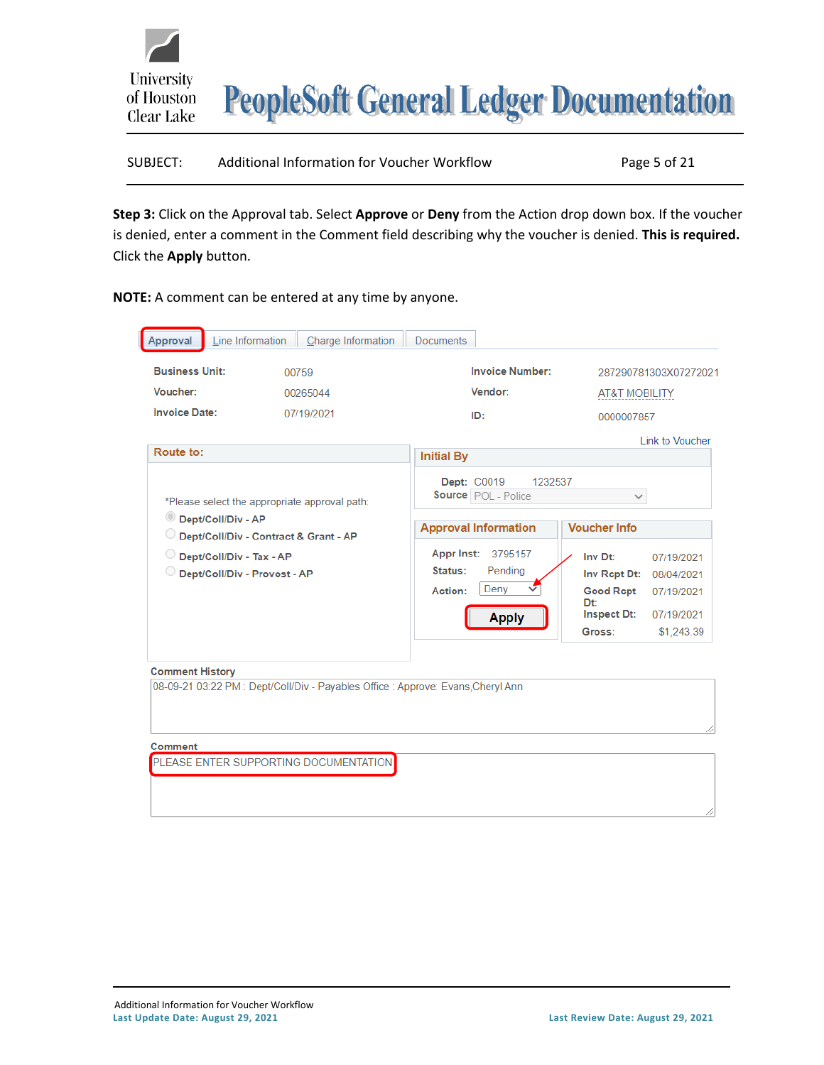**Step 3:** Click on the Approval tab. Select **Approve** or **Deny** from the Action drop down box. If the voucher is denied, enter a comment in the Comment field describing why the voucher is denied. **This is required.** Click the **Apply** button.

**NOTE:** A comment can be entered at any time by anyone.

Approval | Line Information | Charge Information | Documents

| | | | |
|---|---|---|---|
| Business Unit: | 00759 | Invoice Number: | 287290781303X07272021 |
| Voucher: | 00265044 | Vendor: | AT&T MOBILITY |
| Invoice Date: | 07/19/2021 | ID: | 0000007857 |

Link to Voucher

**Route to:**

*Please select the appropriate approval path:

- Dept/Coll/Div - AP
- Dept/Coll/Div - Contract & Grant - AP
- Dept/Coll/Div - Tax - AP
- Dept/Coll/Div - Provost - AP

**Initial By**

Dept: C0019 1232537
Source: POL - Police

**Approval Information**

Appr Inst: 3795157
Status: Pending
Action: Deny

Apply

**Voucher Info**

| | |
|---|---|
| Inv Dt: | 07/19/2021 |
| Inv Rcpt Dt: | 08/04/2021 |
| Good Rcpt Dt: | 07/19/2021 |
| Inspect Dt: | 07/19/2021 |
| Gross: | $1,243.39 |

**Comment History**

08-09-21 03:22 PM : Dept/Coll/Div - Payables Office : Approve: Evans,Cheryl Ann

**Comment**

PLEASE ENTER SUPPORTING DOCUMENTATION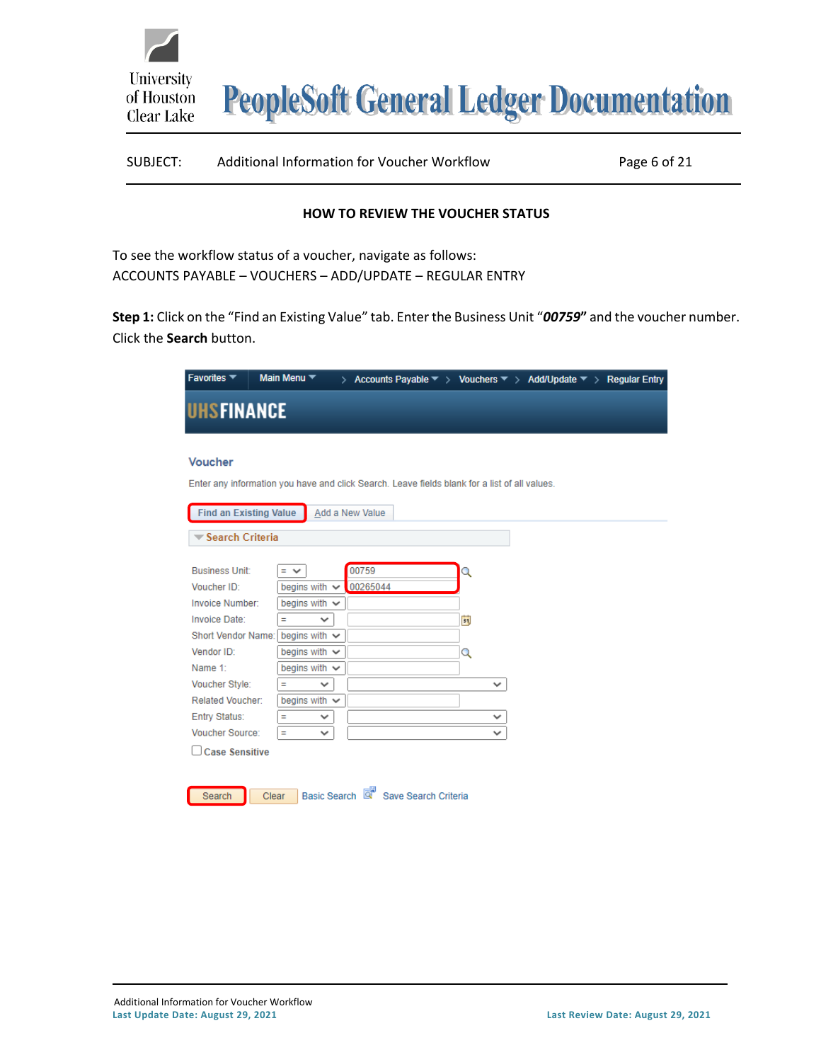## HOW TO REVIEW THE VOUCHER STATUS

To see the workflow status of a voucher, navigate as follows:
ACCOUNTS PAYABLE – VOUCHERS – ADD/UPDATE – REGULAR ENTRY

**Step 1:** Click on the “Find an Existing Value” tab. Enter the Business Unit “***00759***” and the voucher number. Click the **Search** button.

Favorites ▾ Main Menu ▾ > Accounts Payable ▾ > Vouchers ▾ > Add/Update ▾ > Regular Entry

UHSFINANCE

**Voucher**

Enter any information you have and click Search. Leave fields blank for a list of all values.

Find an Existing Value | Add a New Value

▾ Search Criteria

| Field | Operator | Value |
|---|---|---|
| Business Unit: | = | 00759 |
| Voucher ID: | begins with | 00265044 |
| Invoice Number: | begins with | |
| Invoice Date: | = | |
| Short Vendor Name: | begins with | |
| Vendor ID: | begins with | |
| Name 1: | begins with | |
| Voucher Style: | = | |
| Related Voucher: | begins with | |
| Entry Status: | = | |
| Voucher Source: | = | |

☐ Case Sensitive

Search | Clear | Basic Search | Save Search Criteria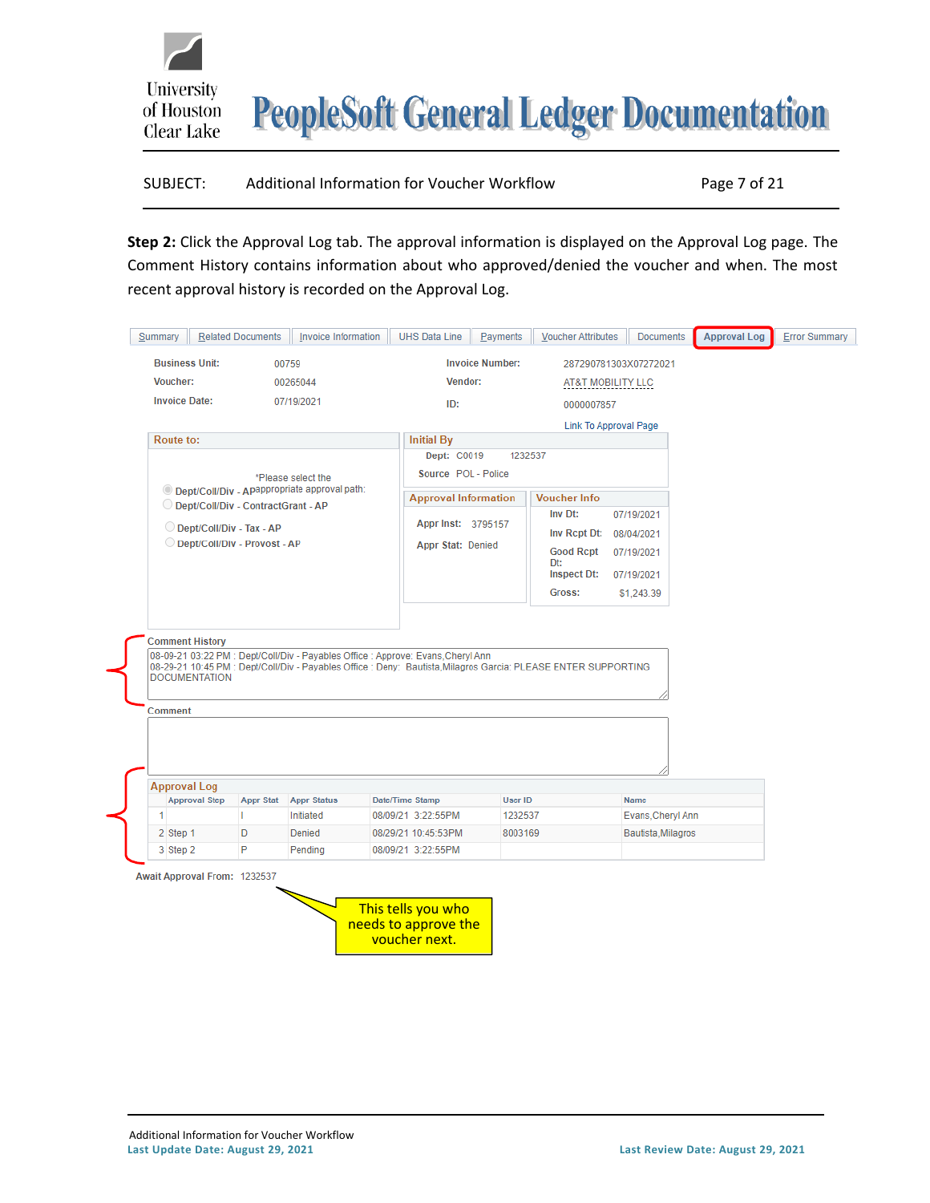**Step 2:** Click the Approval Log tab. The approval information is displayed on the Approval Log page. The Comment History contains information about who approved/denied the voucher and when. The most recent approval history is recorded on the Approval Log.

Summary | Related Documents | Invoice Information | UHS Data Line | Payments | Voucher Attributes | Documents | **Approval Log** | Error Summary

| | | | |
|---|---|---|---|
| Business Unit: | 00759 | Invoice Number: | 287290781303X07272021 |
| Voucher: | 00265044 | Vendor: | AT&T MOBILITY LLC |
| Invoice Date: | 07/19/2021 | ID: | 0000007857 |

Link To Approval Page

**Route to:**

*Please select the appropriate approval path:

- Dept/Coll/Div - AP
- Dept/Coll/Div - ContractGrant - AP
- Dept/Coll/Div - Tax - AP
- Dept/Coll/Div - Provost - AP

**Initial By**

Dept: C0019 1232537

Source POL - Police

**Approval Information**

Appr Inst: 3795157

Appr Stat: Denied

**Voucher Info**

| | |
|---|---|
| Inv Dt: | 07/19/2021 |
| Inv Rcpt Dt: | 08/04/2021 |
| Good Rcpt Dt: | 07/19/2021 |
| Inspect Dt: | 07/19/2021 |
| Gross: | $1,243.39 |

**Comment History**

08-09-21 03:22 PM : Dept/Coll/Div - Payables Office : Approve: Evans,Cheryl Ann
08-29-21 10:45 PM : Dept/Coll/Div - Payables Office : Deny: Bautista,Milagros Garcia: PLEASE ENTER SUPPORTING DOCUMENTATION

**Comment**

**Approval Log**

| | Approval Step | Appr Stat | Appr Status | Date/Time Stamp | User ID | Name |
|---|---|---|---|---|---|---|
| 1 | | I | Initiated | 08/09/21 3:22:55PM | 1232537 | Evans,Cheryl Ann |
| 2 | Step 1 | D | Denied | 08/29/21 10:45:53PM | 8003169 | Bautista,Milagros |
| 3 | Step 2 | P | Pending | 08/09/21 3:22:55PM | | |

Await Approval From: 1232537

This tells you who needs to approve the voucher next.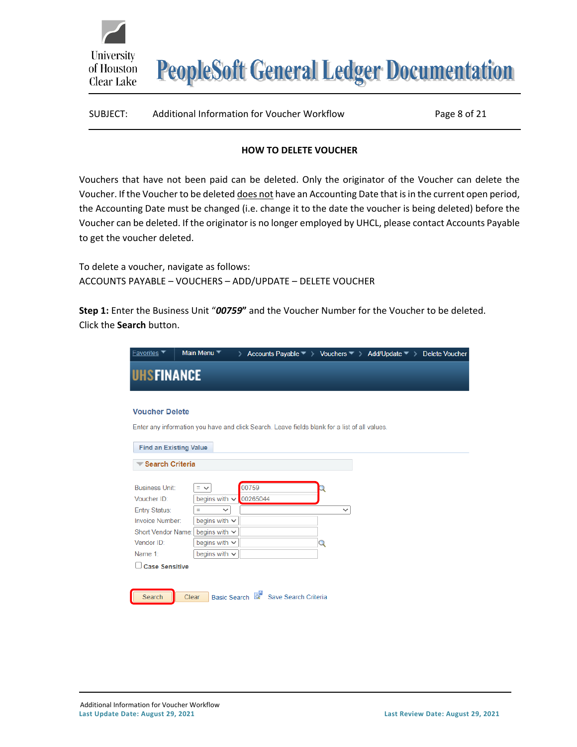## HOW TO DELETE VOUCHER

Vouchers that have not been paid can be deleted. Only the originator of the Voucher can delete the Voucher. If the Voucher to be deleted does not have an Accounting Date that is in the current open period, the Accounting Date must be changed (i.e. change it to the date the voucher is being deleted) before the Voucher can be deleted. If the originator is no longer employed by UHCL, please contact Accounts Payable to get the voucher deleted.

To delete a voucher, navigate as follows:
ACCOUNTS PAYABLE – VOUCHERS – ADD/UPDATE – DELETE VOUCHER

**Step 1:** Enter the Business Unit "***00759***" and the Voucher Number for the Voucher to be deleted. Click the **Search** button.

Favorites | Main Menu > Accounts Payable > Vouchers > Add/Update > Delete Voucher

UHSFINANCE

**Voucher Delete**

Enter any information you have and click Search. Leave fields blank for a list of all values.

Find an Existing Value

**Search Criteria**

| Field | Operator | Value |
|---|---|---|
| Business Unit: | = | 00759 |
| Voucher ID: | begins with | 00265044 |
| Entry Status: | = | |
| Invoice Number: | begins with | |
| Short Vendor Name: | begins with | |
| Vendor ID: | begins with | |
| Name 1: | begins with | |

☐ Case Sensitive

Search | Clear | Basic Search | Save Search Criteria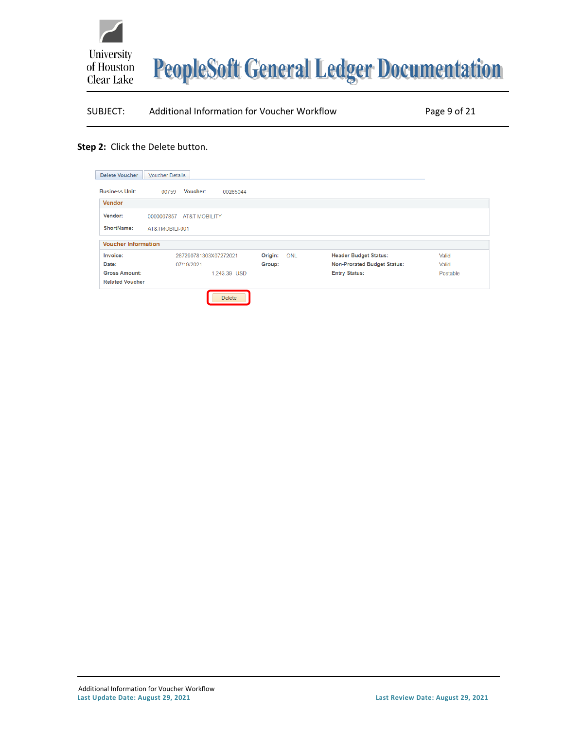**Step 2:** Click the Delete button.

Delete Voucher | Voucher Details

Business Unit: 00759 Voucher: 00265044

**Vendor**

Vendor: 0000007867 AT&T MOBILITY

ShortName: AT&TMOBILI-001

**Voucher Information**

| | | | | | |
|---|---|---|---|---|---|
| Invoice: | 287290781303X07272021 | Origin: | ONL | Header Budget Status: | Valid |
| Date: | 07/19/2021 | Group: | | Non-Prorated Budget Status: | Valid |
| Gross Amount: | 1,243.39 USD | | | Entry Status: | Postable |
| Related Voucher | | | | | |

Delete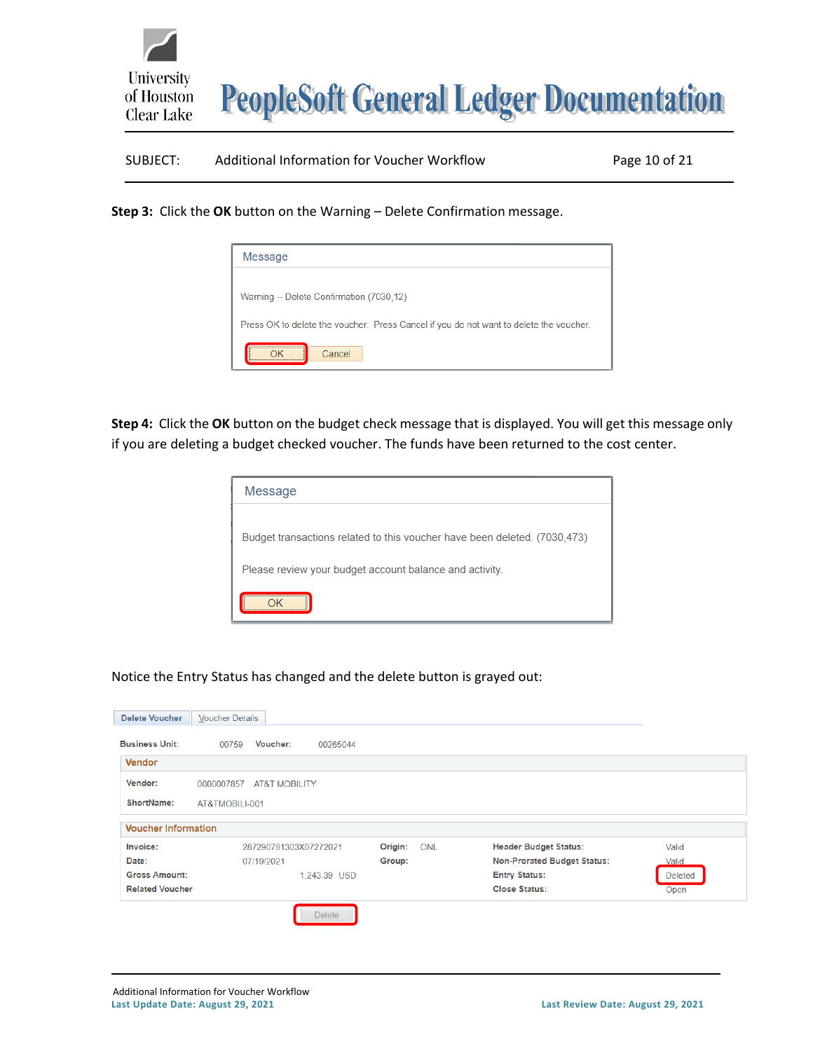**Step 3:** Click the **OK** button on the Warning – Delete Confirmation message.

Message

Warning -- Delete Confirmation (7030,12)

Press OK to delete the voucher. Press Cancel if you do not want to delete the voucher.

OK   Cancel

**Step 4:** Click the **OK** button on the budget check message that is displayed. You will get this message only if you are deleting a budget checked voucher. The funds have been returned to the cost center.

Message

Budget transactions related to this voucher have been deleted. (7030,473)

Please review your budget account balance and activity.

OK

Notice the Entry Status has changed and the delete button is grayed out:

Delete Voucher | Voucher Details

**Business Unit:** 00759   **Voucher:** 00265044

**Vendor**

**Vendor:** 0000007857 AT&T MOBILITY

**ShortName:** AT&TMOBILI-001

**Voucher Information**

| | | | | | |
|---|---|---|---|---|---|
| **Invoice:** | 287290781303X07272021 | **Origin:** | ONL | **Header Budget Status:** | Valid |
| **Date:** | 07/19/2021 | **Group:** | | **Non-Prorated Budget Status:** | Valid |
| **Gross Amount:** | 1,243.39 USD | | | **Entry Status:** | Deleted |
| **Related Voucher** | | | | **Close Status:** | Open |

Delete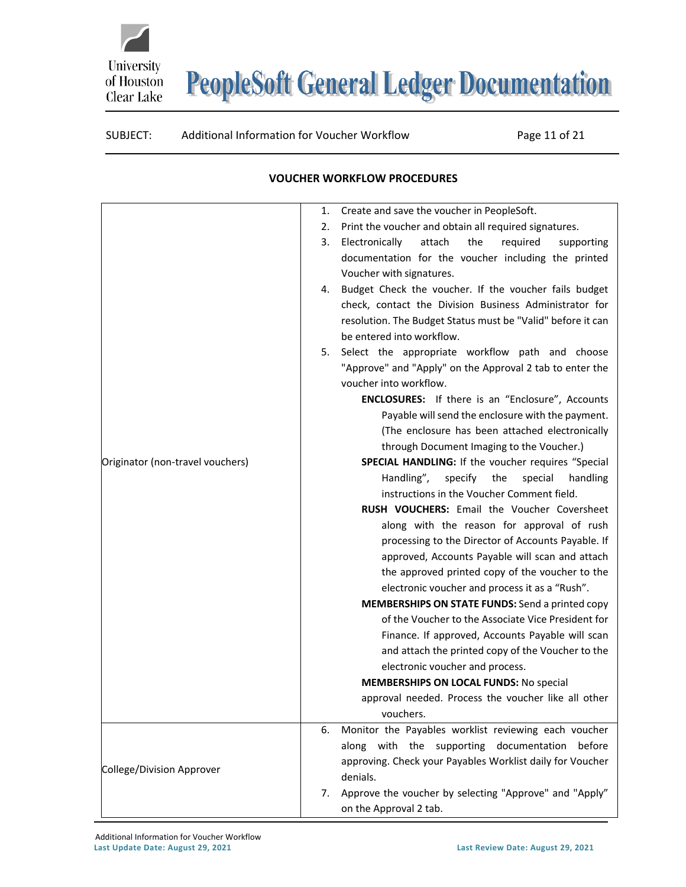## VOUCHER WORKFLOW PROCEDURES

| | |
|---|---|
| Originator (non-travel vouchers) | 1. Create and save the voucher in PeopleSoft.<br>2. Print the voucher and obtain all required signatures.<br>3. Electronically attach the required supporting documentation for the voucher including the printed Voucher with signatures.<br>4. Budget Check the voucher. If the voucher fails budget check, contact the Division Business Administrator for resolution. The Budget Status must be "Valid" before it can be entered into workflow.<br>5. Select the appropriate workflow path and choose "Approve" and "Apply" on the Approval 2 tab to enter the voucher into workflow.<br>**ENCLOSURES:** If there is an "Enclosure", Accounts Payable will send the enclosure with the payment. (The enclosure has been attached electronically through Document Imaging to the Voucher.)<br>**SPECIAL HANDLING:** If the voucher requires "Special Handling", specify the special handling instructions in the Voucher Comment field.<br>**RUSH VOUCHERS:** Email the Voucher Coversheet along with the reason for approval of rush processing to the Director of Accounts Payable. If approved, Accounts Payable will scan and attach the approved printed copy of the voucher to the electronic voucher and process it as a "Rush".<br>**MEMBERSHIPS ON STATE FUNDS:** Send a printed copy of the Voucher to the Associate Vice President for Finance. If approved, Accounts Payable will scan and attach the printed copy of the Voucher to the electronic voucher and process.<br>**MEMBERSHIPS ON LOCAL FUNDS:** No special approval needed. Process the voucher like all other vouchers. |
| College/Division Approver | 6. Monitor the Payables worklist reviewing each voucher along with the supporting documentation before approving. Check your Payables Worklist daily for Voucher denials.<br>7. Approve the voucher by selecting "Approve" and "Apply" on the Approval 2 tab. |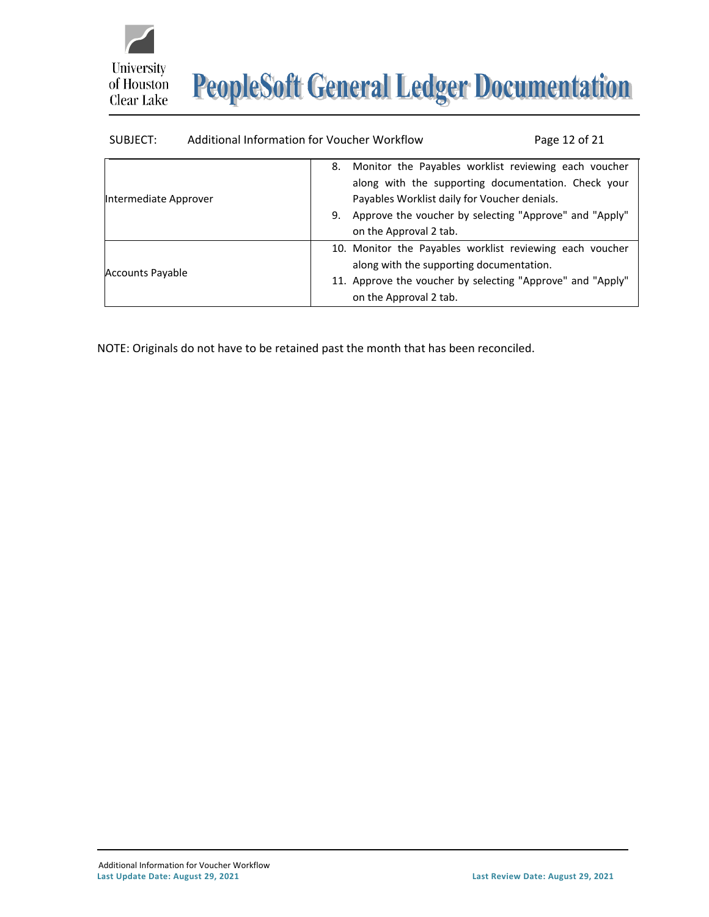| | |
|---|---|
| Intermediate Approver | 8. Monitor the Payables worklist reviewing each voucher along with the supporting documentation. Check your Payables Worklist daily for Voucher denials.<br>9. Approve the voucher by selecting "Approve" and "Apply" on the Approval 2 tab. |
| Accounts Payable | 10. Monitor the Payables worklist reviewing each voucher along with the supporting documentation.<br>11. Approve the voucher by selecting "Approve" and "Apply" on the Approval 2 tab. |

NOTE: Originals do not have to be retained past the month that has been reconciled.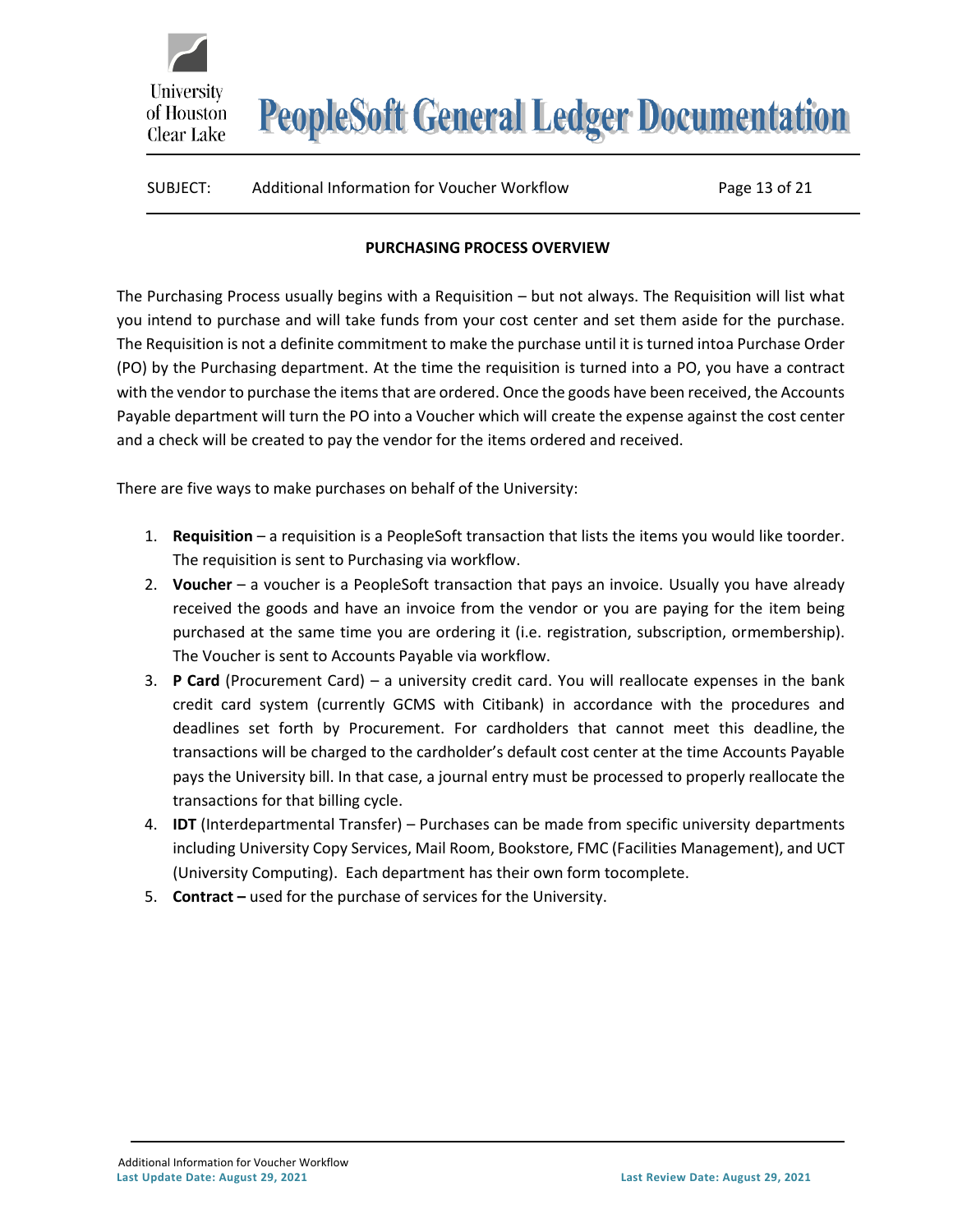## PURCHASING PROCESS OVERVIEW

The Purchasing Process usually begins with a Requisition – but not always. The Requisition will list what you intend to purchase and will take funds from your cost center and set them aside for the purchase. The Requisition is not a definite commitment to make the purchase until it is turned intoa Purchase Order (PO) by the Purchasing department. At the time the requisition is turned into a PO, you have a contract with the vendor to purchase the items that are ordered. Once the goods have been received, the Accounts Payable department will turn the PO into a Voucher which will create the expense against the cost center and a check will be created to pay the vendor for the items ordered and received.

There are five ways to make purchases on behalf of the University:

1. **Requisition** – a requisition is a PeopleSoft transaction that lists the items you would like toorder. The requisition is sent to Purchasing via workflow.
2. **Voucher** – a voucher is a PeopleSoft transaction that pays an invoice. Usually you have already received the goods and have an invoice from the vendor or you are paying for the item being purchased at the same time you are ordering it (i.e. registration, subscription, ormembership). The Voucher is sent to Accounts Payable via workflow.
3. **P Card** (Procurement Card) – a university credit card. You will reallocate expenses in the bank credit card system (currently GCMS with Citibank) in accordance with the procedures and deadlines set forth by Procurement. For cardholders that cannot meet this deadline, the transactions will be charged to the cardholder's default cost center at the time Accounts Payable pays the University bill. In that case, a journal entry must be processed to properly reallocate the transactions for that billing cycle.
4. **IDT** (Interdepartmental Transfer) – Purchases can be made from specific university departments including University Copy Services, Mail Room, Bookstore, FMC (Facilities Management), and UCT (University Computing). Each department has their own form tocomplete.
5. **Contract –** used for the purchase of services for the University.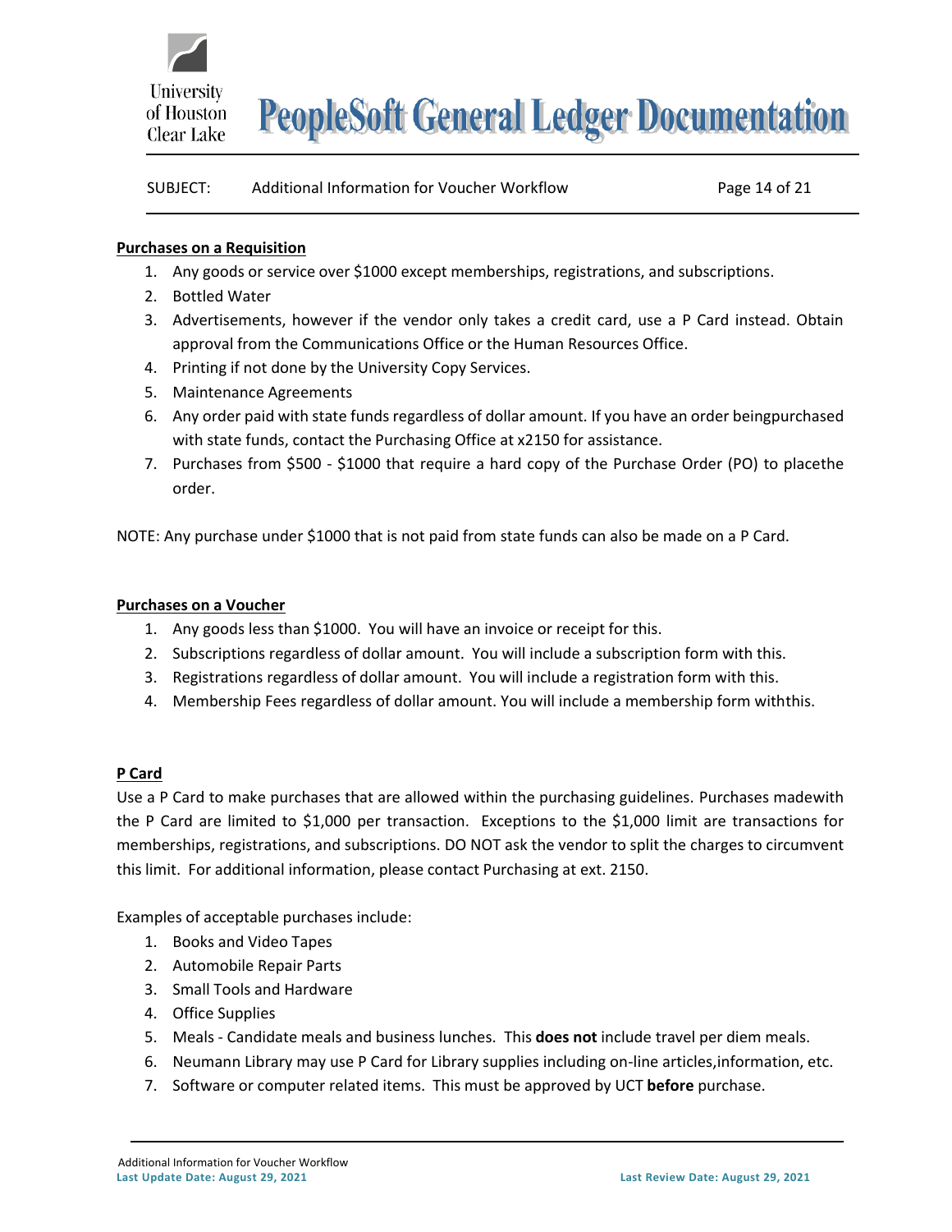**Purchases on a Requisition**

1. Any goods or service over $1000 except memberships, registrations, and subscriptions.
2. Bottled Water
3. Advertisements, however if the vendor only takes a credit card, use a P Card instead. Obtain approval from the Communications Office or the Human Resources Office.
4. Printing if not done by the University Copy Services.
5. Maintenance Agreements
6. Any order paid with state funds regardless of dollar amount. If you have an order beingpurchased with state funds, contact the Purchasing Office at x2150 for assistance.
7. Purchases from $500 - $1000 that require a hard copy of the Purchase Order (PO) to placethe order.

NOTE: Any purchase under $1000 that is not paid from state funds can also be made on a P Card.

**Purchases on a Voucher**

1. Any goods less than $1000. You will have an invoice or receipt for this.
2. Subscriptions regardless of dollar amount. You will include a subscription form with this.
3. Registrations regardless of dollar amount. You will include a registration form with this.
4. Membership Fees regardless of dollar amount. You will include a membership form withthis.

**P Card**

Use a P Card to make purchases that are allowed within the purchasing guidelines. Purchases madewith the P Card are limited to $1,000 per transaction. Exceptions to the $1,000 limit are transactions for memberships, registrations, and subscriptions. DO NOT ask the vendor to split the charges to circumvent this limit. For additional information, please contact Purchasing at ext. 2150.

Examples of acceptable purchases include:

1. Books and Video Tapes
2. Automobile Repair Parts
3. Small Tools and Hardware
4. Office Supplies
5. Meals - Candidate meals and business lunches. This **does not** include travel per diem meals.
6. Neumann Library may use P Card for Library supplies including on-line articles,information, etc.
7. Software or computer related items. This must be approved by UCT **before** purchase.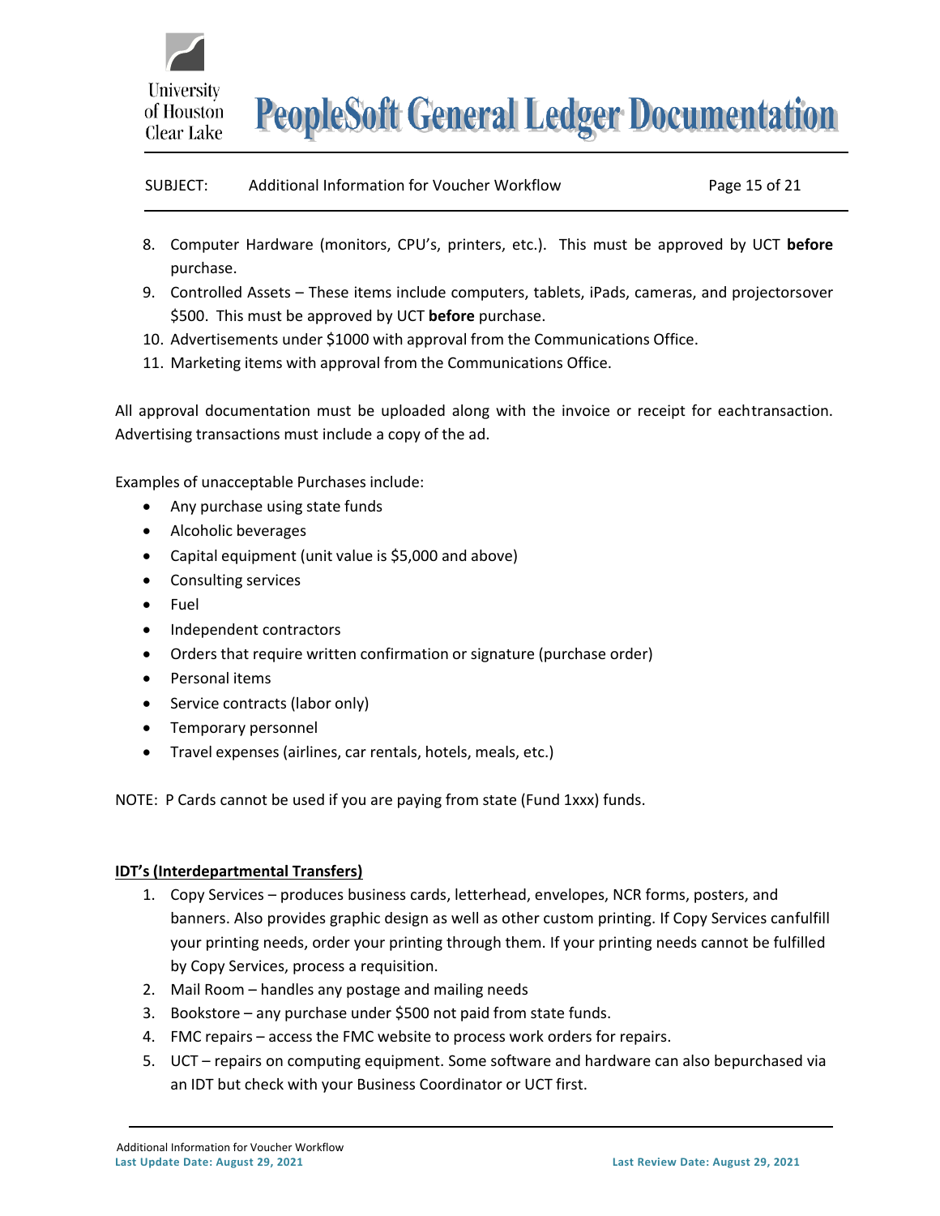8. Computer Hardware (monitors, CPU's, printers, etc.). This must be approved by UCT **before** purchase.
9. Controlled Assets – These items include computers, tablets, iPads, cameras, and projectorsover $500. This must be approved by UCT **before** purchase.
10. Advertisements under $1000 with approval from the Communications Office.
11. Marketing items with approval from the Communications Office.

All approval documentation must be uploaded along with the invoice or receipt for eachtransaction. Advertising transactions must include a copy of the ad.

Examples of unacceptable Purchases include:

- Any purchase using state funds
- Alcoholic beverages
- Capital equipment (unit value is $5,000 and above)
- Consulting services
- Fuel
- Independent contractors
- Orders that require written confirmation or signature (purchase order)
- Personal items
- Service contracts (labor only)
- Temporary personnel
- Travel expenses (airlines, car rentals, hotels, meals, etc.)

NOTE: P Cards cannot be used if you are paying from state (Fund 1xxx) funds.

**IDT's (Interdepartmental Transfers)**

1. Copy Services – produces business cards, letterhead, envelopes, NCR forms, posters, and banners. Also provides graphic design as well as other custom printing. If Copy Services canfulfill your printing needs, order your printing through them. If your printing needs cannot be fulfilled by Copy Services, process a requisition.
2. Mail Room – handles any postage and mailing needs
3. Bookstore – any purchase under $500 not paid from state funds.
4. FMC repairs – access the FMC website to process work orders for repairs.
5. UCT – repairs on computing equipment. Some software and hardware can also bepurchased via an IDT but check with your Business Coordinator or UCT first.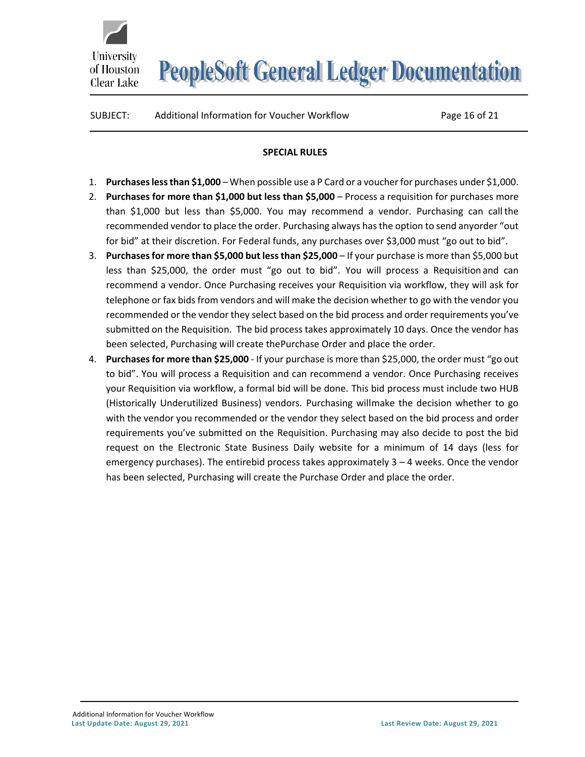## SPECIAL RULES

1. **Purchases less than $1,000** – When possible use a P Card or a voucher for purchases under $1,000.
2. **Purchases for more than $1,000 but less than $5,000** – Process a requisition for purchases more than $1,000 but less than $5,000. You may recommend a vendor. Purchasing can call the recommended vendor to place the order. Purchasing always has the option to send anyorder "out for bid" at their discretion. For Federal funds, any purchases over $3,000 must "go out to bid".
3. **Purchases for more than $5,000 but less than $25,000** – If your purchase is more than $5,000 but less than $25,000, the order must "go out to bid". You will process a Requisition and can recommend a vendor. Once Purchasing receives your Requisition via workflow, they will ask for telephone or fax bids from vendors and will make the decision whether to go with the vendor you recommended or the vendor they select based on the bid process and order requirements you've submitted on the Requisition. The bid process takes approximately 10 days. Once the vendor has been selected, Purchasing will create thePurchase Order and place the order.
4. **Purchases for more than $25,000** - If your purchase is more than $25,000, the order must "go out to bid". You will process a Requisition and can recommend a vendor. Once Purchasing receives your Requisition via workflow, a formal bid will be done. This bid process must include two HUB (Historically Underutilized Business) vendors. Purchasing willmake the decision whether to go with the vendor you recommended or the vendor they select based on the bid process and order requirements you've submitted on the Requisition. Purchasing may also decide to post the bid request on the Electronic State Business Daily website for a minimum of 14 days (less for emergency purchases). The entirebid process takes approximately 3 – 4 weeks. Once the vendor has been selected, Purchasing will create the Purchase Order and place the order.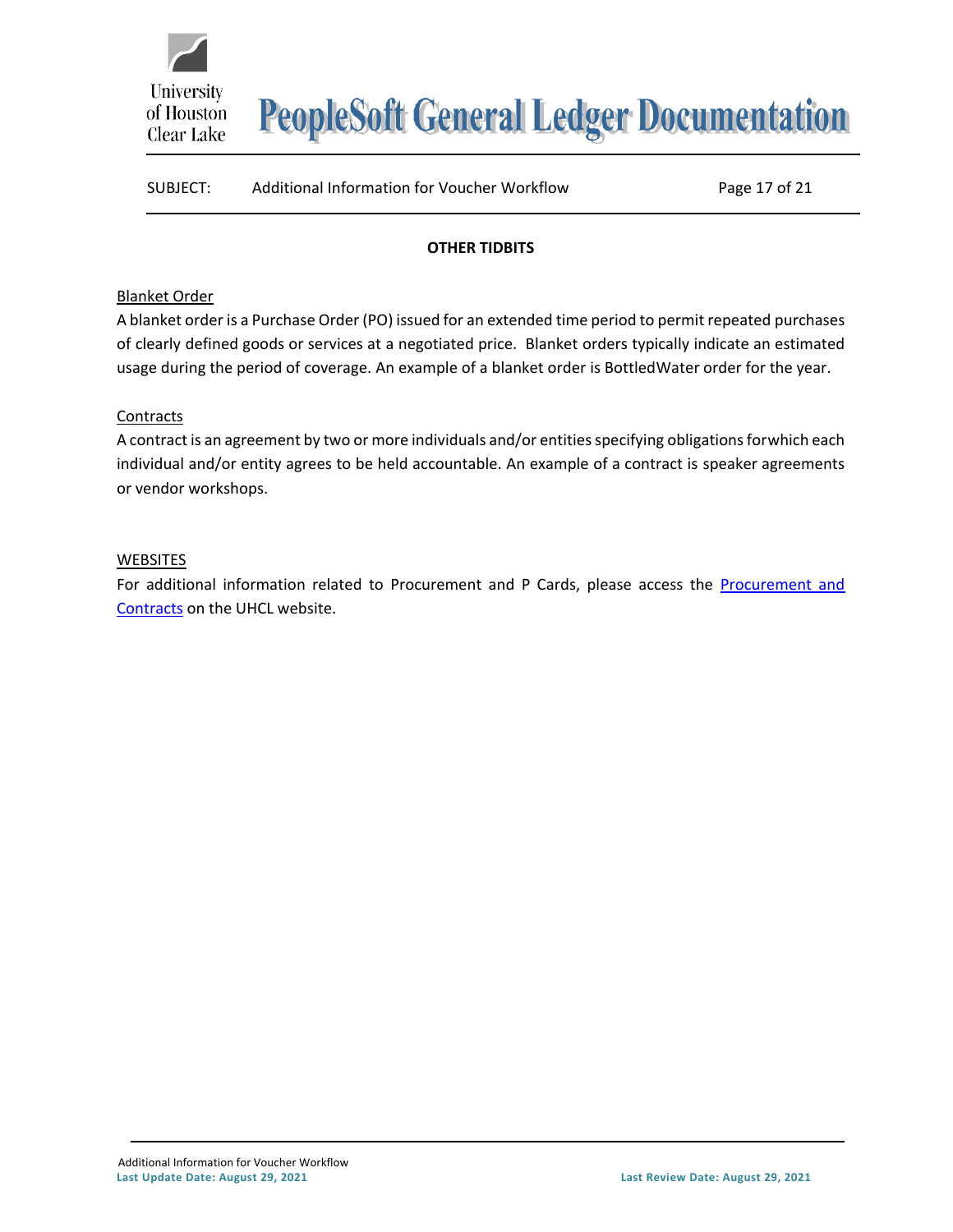## OTHER TIDBITS

Blanket Order

A blanket order is a Purchase Order (PO) issued for an extended time period to permit repeated purchases of clearly defined goods or services at a negotiated price. Blanket orders typically indicate an estimated usage during the period of coverage. An example of a blanket order is BottledWater order for the year.

Contracts

A contract is an agreement by two or more individuals and/or entities specifying obligations forwhich each individual and/or entity agrees to be held accountable. An example of a contract is speaker agreements or vendor workshops.

WEBSITES

For additional information related to Procurement and P Cards, please access the Procurement and Contracts on the UHCL website.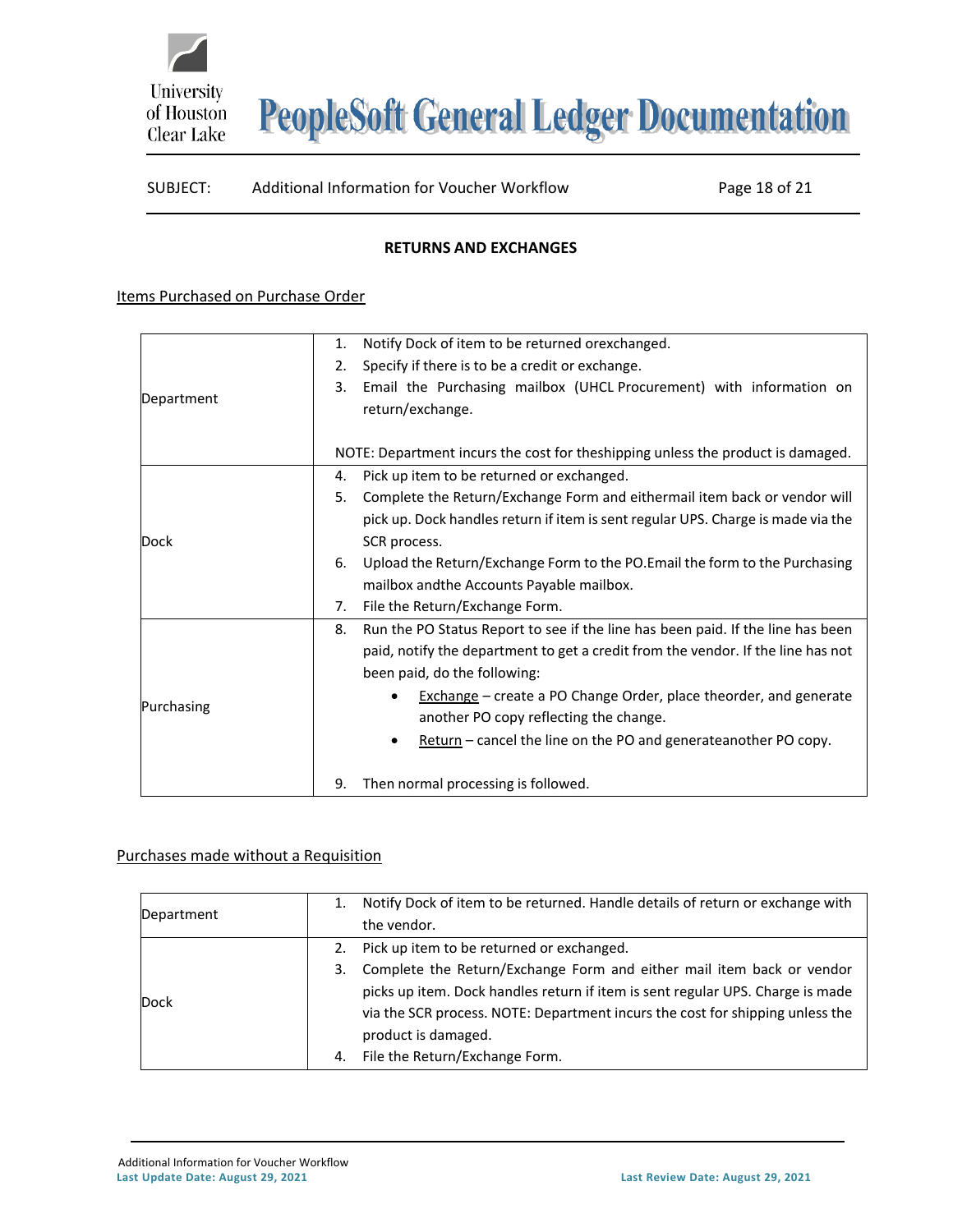## RETURNS AND EXCHANGES

Items Purchased on Purchase Order

| | |
|---|---|
| Department | 1. Notify Dock of item to be returned orexchanged.<br>2. Specify if there is to be a credit or exchange.<br>3. Email the Purchasing mailbox (UHCL Procurement) with information on return/exchange.<br><br>NOTE: Department incurs the cost for theshipping unless the product is damaged. |
| Dock | 4. Pick up item to be returned or exchanged.<br>5. Complete the Return/Exchange Form and eithermail item back or vendor will pick up. Dock handles return if item is sent regular UPS. Charge is made via the SCR process.<br>6. Upload the Return/Exchange Form to the PO.Email the form to the Purchasing mailbox andthe Accounts Payable mailbox.<br>7. File the Return/Exchange Form. |
| Purchasing | 8. Run the PO Status Report to see if the line has been paid. If the line has been paid, notify the department to get a credit from the vendor. If the line has not been paid, do the following:<br>• Exchange – create a PO Change Order, place theorder, and generate another PO copy reflecting the change.<br>• Return – cancel the line on the PO and generateanother PO copy.<br><br>9. Then normal processing is followed. |

Purchases made without a Requisition

| | |
|---|---|
| Department | 1. Notify Dock of item to be returned. Handle details of return or exchange with the vendor. |
| Dock | 2. Pick up item to be returned or exchanged.<br>3. Complete the Return/Exchange Form and either mail item back or vendor picks up item. Dock handles return if item is sent regular UPS. Charge is made via the SCR process. NOTE: Department incurs the cost for shipping unless the product is damaged.<br>4. File the Return/Exchange Form. |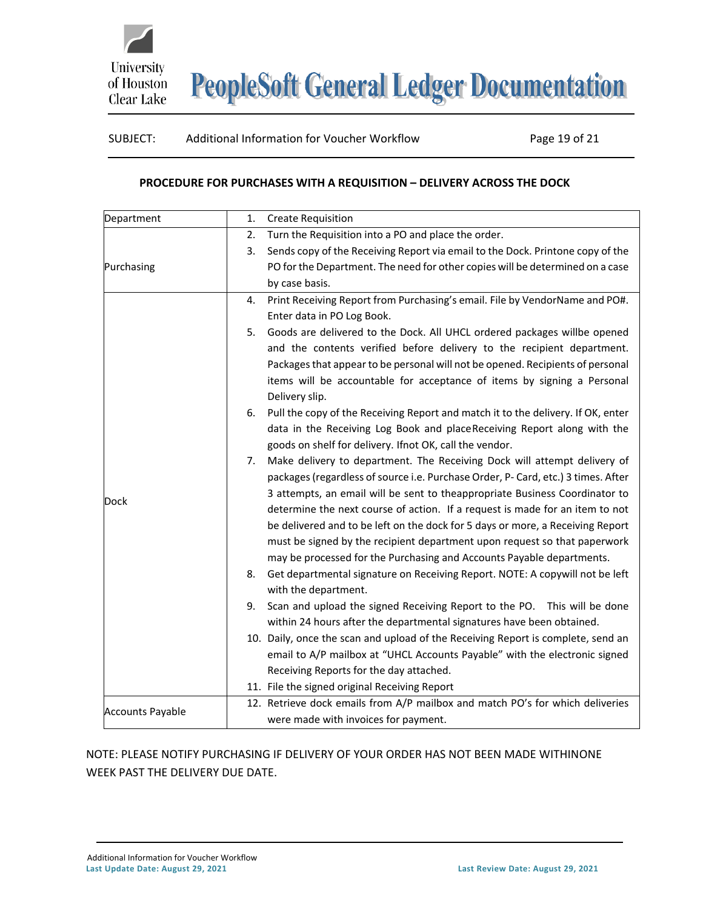## PROCEDURE FOR PURCHASES WITH A REQUISITION – DELIVERY ACROSS THE DOCK

| Department | 1. Create Requisition |
|---|---|
| Purchasing | 2. Turn the Requisition into a PO and place the order.<br>3. Sends copy of the Receiving Report via email to the Dock. Printone copy of the PO for the Department. The need for other copies will be determined on a case by case basis. |
| Dock | 4. Print Receiving Report from Purchasing's email. File by VendorName and PO#. Enter data in PO Log Book.<br>5. Goods are delivered to the Dock. All UHCL ordered packages willbe opened and the contents verified before delivery to the recipient department. Packages that appear to be personal will not be opened. Recipients of personal items will be accountable for acceptance of items by signing a Personal Delivery slip.<br>6. Pull the copy of the Receiving Report and match it to the delivery. If OK, enter data in the Receiving Log Book and placeReceiving Report along with the goods on shelf for delivery. Ifnot OK, call the vendor.<br>7. Make delivery to department. The Receiving Dock will attempt delivery of packages (regardless of source i.e. Purchase Order, P- Card, etc.) 3 times. After 3 attempts, an email will be sent to theappropriate Business Coordinator to determine the next course of action. If a request is made for an item to not be delivered and to be left on the dock for 5 days or more, a Receiving Report must be signed by the recipient department upon request so that paperwork may be processed for the Purchasing and Accounts Payable departments.<br>8. Get departmental signature on Receiving Report. NOTE: A copywill not be left with the department.<br>9. Scan and upload the signed Receiving Report to the PO. This will be done within 24 hours after the departmental signatures have been obtained.<br>10. Daily, once the scan and upload of the Receiving Report is complete, send an email to A/P mailbox at "UHCL Accounts Payable" with the electronic signed Receiving Reports for the day attached.<br>11. File the signed original Receiving Report |
| Accounts Payable | 12. Retrieve dock emails from A/P mailbox and match PO's for which deliveries were made with invoices for payment. |

NOTE: PLEASE NOTIFY PURCHASING IF DELIVERY OF YOUR ORDER HAS NOT BEEN MADE WITHINONE WEEK PAST THE DELIVERY DUE DATE.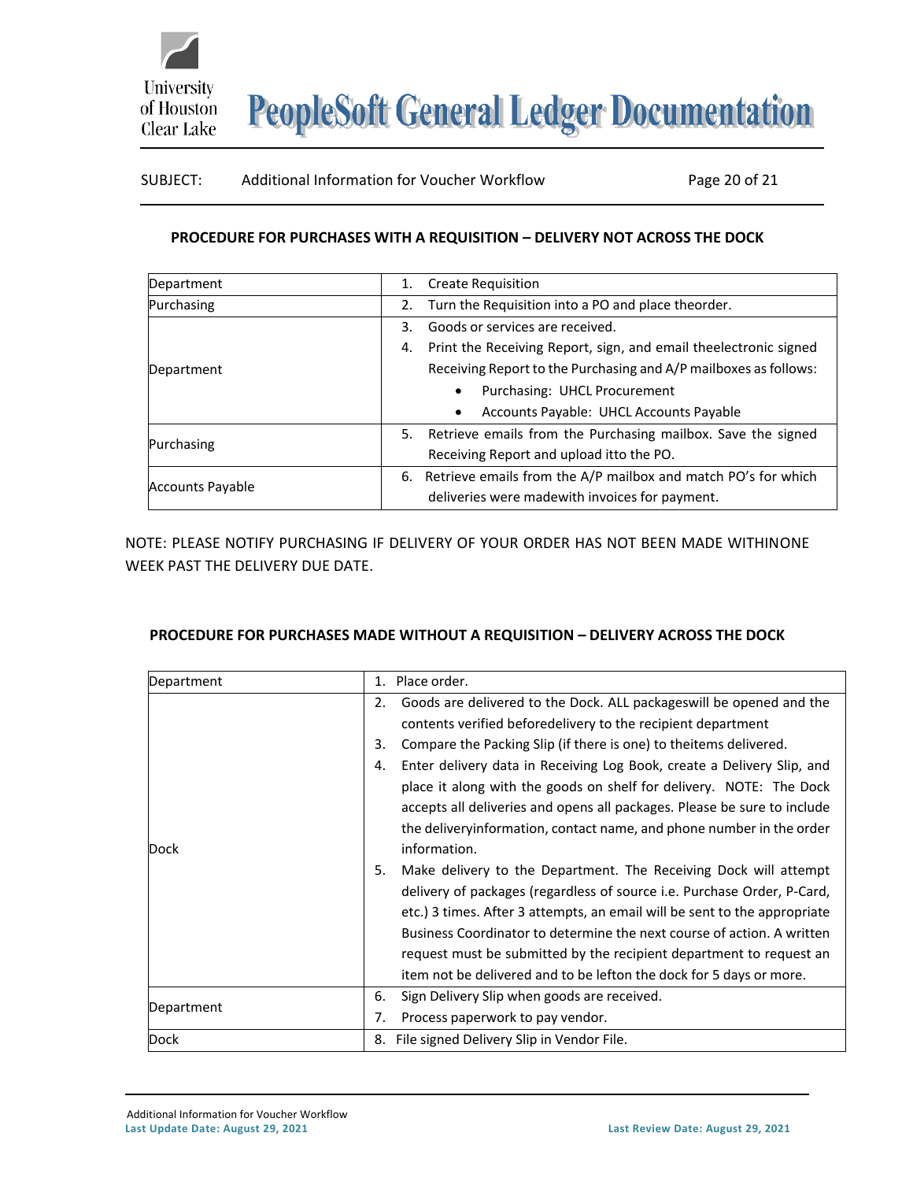**PROCEDURE FOR PURCHASES WITH A REQUISITION – DELIVERY NOT ACROSS THE DOCK**

| Department | Step |
|---|---|
| Department | 1. Create Requisition |
| Purchasing | 2. Turn the Requisition into a PO and place theorder. |
| Department | 3. Goods or services are received.<br>4. Print the Receiving Report, sign, and email theelectronic signed Receiving Report to the Purchasing and A/P mailboxes as follows:<br>• Purchasing: UHCL Procurement<br>• Accounts Payable: UHCL Accounts Payable |
| Purchasing | 5. Retrieve emails from the Purchasing mailbox. Save the signed Receiving Report and upload itto the PO. |
| Accounts Payable | 6. Retrieve emails from the A/P mailbox and match PO's for which deliveries were madewith invoices for payment. |

NOTE: PLEASE NOTIFY PURCHASING IF DELIVERY OF YOUR ORDER HAS NOT BEEN MADE WITHINONE WEEK PAST THE DELIVERY DUE DATE.

**PROCEDURE FOR PURCHASES MADE WITHOUT A REQUISITION – DELIVERY ACROSS THE DOCK**

| Department | Step |
|---|---|
| Department | 1. Place order. |
| Dock | 2. Goods are delivered to the Dock. ALL packageswill be opened and the contents verified beforedelivery to the recipient department<br>3. Compare the Packing Slip (if there is one) to theitems delivered.<br>4. Enter delivery data in Receiving Log Book, create a Delivery Slip, and place it along with the goods on shelf for delivery. NOTE: The Dock accepts all deliveries and opens all packages. Please be sure to include the deliveryinformation, contact name, and phone number in the order information.<br>5. Make delivery to the Department. The Receiving Dock will attempt delivery of packages (regardless of source i.e. Purchase Order, P-Card, etc.) 3 times. After 3 attempts, an email will be sent to the appropriate Business Coordinator to determine the next course of action. A written request must be submitted by the recipient department to request an item not be delivered and to be lefton the dock for 5 days or more. |
| Department | 6. Sign Delivery Slip when goods are received.<br>7. Process paperwork to pay vendor. |
| Dock | 8. File signed Delivery Slip in Vendor File. |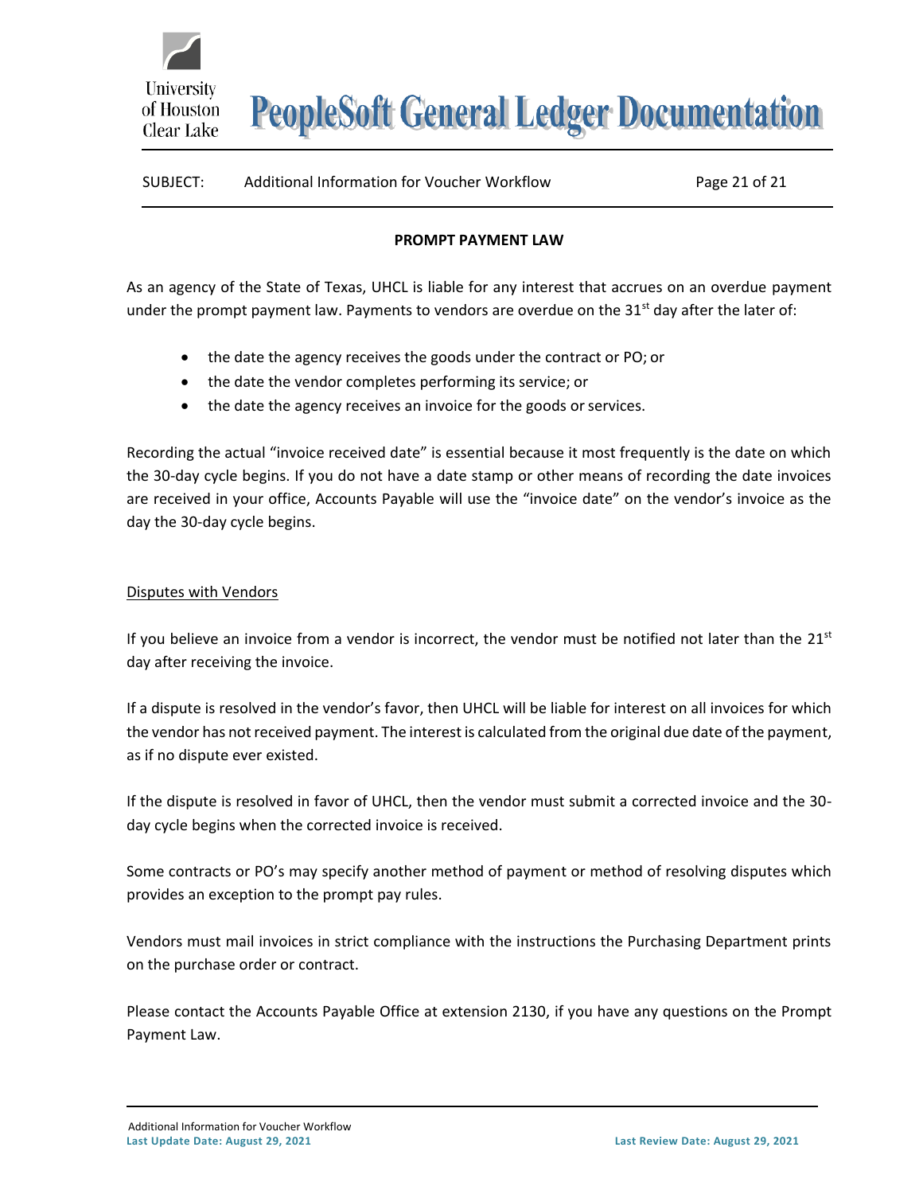## PROMPT PAYMENT LAW

As an agency of the State of Texas, UHCL is liable for any interest that accrues on an overdue payment under the prompt payment law. Payments to vendors are overdue on the 31st day after the later of:

- the date the agency receives the goods under the contract or PO; or
- the date the vendor completes performing its service; or
- the date the agency receives an invoice for the goods or services.

Recording the actual "invoice received date" is essential because it most frequently is the date on which the 30-day cycle begins. If you do not have a date stamp or other means of recording the date invoices are received in your office, Accounts Payable will use the "invoice date" on the vendor's invoice as the day the 30-day cycle begins.

### Disputes with Vendors

If you believe an invoice from a vendor is incorrect, the vendor must be notified not later than the 21st day after receiving the invoice.

If a dispute is resolved in the vendor's favor, then UHCL will be liable for interest on all invoices for which the vendor has not received payment. The interest is calculated from the original due date of the payment, as if no dispute ever existed.

If the dispute is resolved in favor of UHCL, then the vendor must submit a corrected invoice and the 30-day cycle begins when the corrected invoice is received.

Some contracts or PO's may specify another method of payment or method of resolving disputes which provides an exception to the prompt pay rules.

Vendors must mail invoices in strict compliance with the instructions the Purchasing Department prints on the purchase order or contract.

Please contact the Accounts Payable Office at extension 2130, if you have any questions on the Prompt Payment Law.